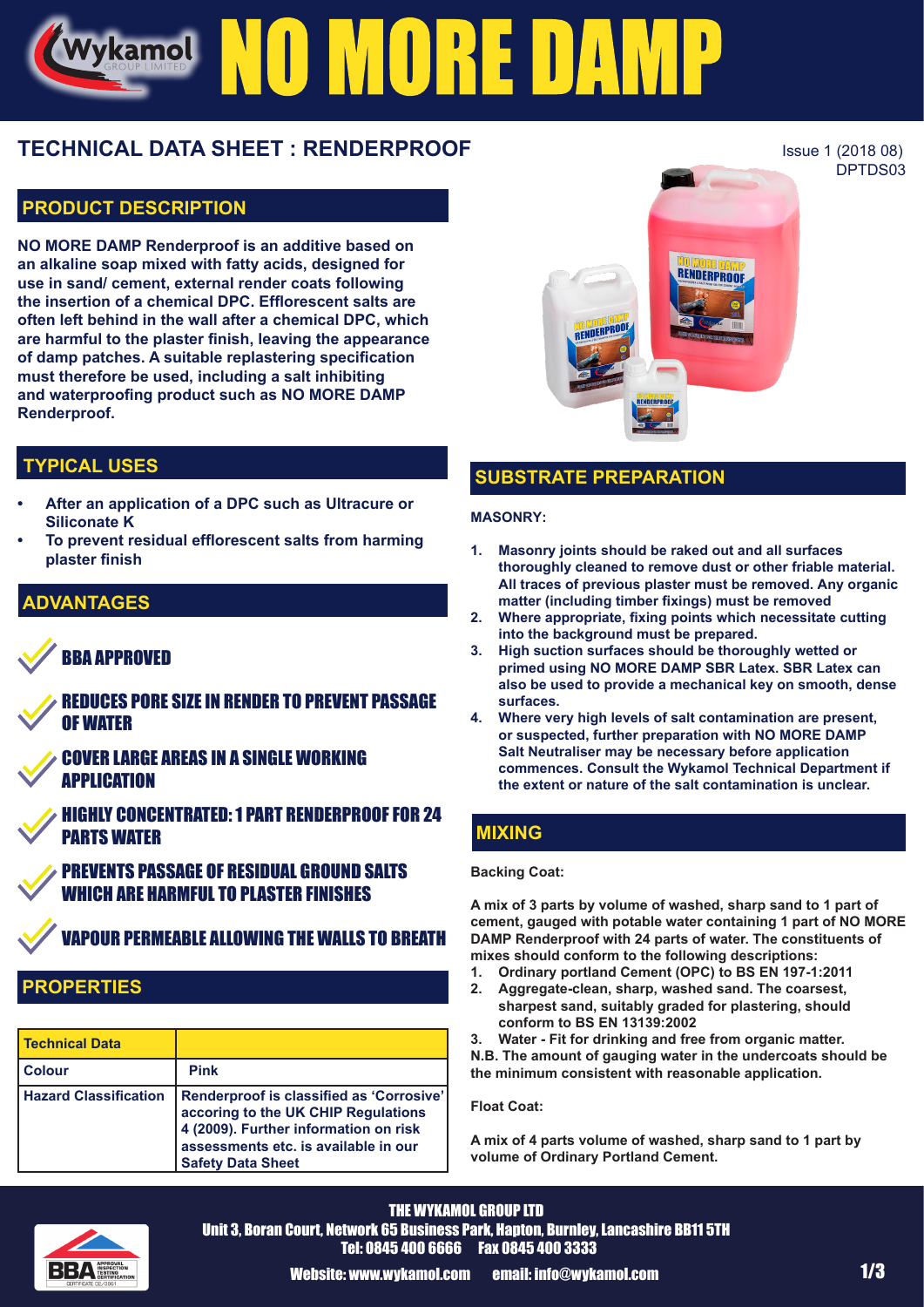# NO MORE DAMP

## TECHNICAL DATA SHEET : RENDERPROOF

Issue 1 (2018 08)
DPTDS03

### PRODUCT DESCRIPTION

**NO MORE DAMP Renderproof is an additive based on an alkaline soap mixed with fatty acids, designed for use in sand/ cement, external render coats following the insertion of a chemical DPC. Efflorescent salts are often left behind in the wall after a chemical DPC, which are harmful to the plaster finish, leaving the appearance of damp patches. A suitable replastering specification must therefore be used, including a salt inhibiting and waterproofing product such as NO MORE DAMP Renderproof.**

### TYPICAL USES

- **After an application of a DPC such as Ultracure or Siliconate K**
- **To prevent residual efflorescent salts from harming plaster finish**

### ADVANTAGES

- **BBA APPROVED**
- **REDUCES PORE SIZE IN RENDER TO PREVENT PASSAGE OF WATER**
- **COVER LARGE AREAS IN A SINGLE WORKING APPLICATION**
- **HIGHLY CONCENTRATED: 1 PART RENDERPROOF FOR 24 PARTS WATER**
- **PREVENTS PASSAGE OF RESIDUAL GROUND SALTS WHICH ARE HARMFUL TO PLASTER FINISHES**
- **VAPOUR PERMEABLE ALLOWING THE WALLS TO BREATH**

### PROPERTIES

| Technical Data | |
|---|---|
| Colour | Pink |
| Hazard Classification | Renderproof is classified as 'Corrosive' accoring to the UK CHIP Regulations 4 (2009). Further information on risk assessments etc. is available in our Safety Data Sheet |

### SUBSTRATE PREPARATION

**MASONRY:**

1. **Masonry joints should be raked out and all surfaces thoroughly cleaned to remove dust or other friable material. All traces of previous plaster must be removed. Any organic matter (including timber fixings) must be removed**
2. **Where appropriate, fixing points which necessitate cutting into the background must be prepared.**
3. **High suction surfaces should be thoroughly wetted or primed using NO MORE DAMP SBR Latex. SBR Latex can also be used to provide a mechanical key on smooth, dense surfaces.**
4. **Where very high levels of salt contamination are present, or suspected, further preparation with NO MORE DAMP Salt Neutraliser may be necessary before application commences. Consult the Wykamol Technical Department if the extent or nature of the salt contamination is unclear.**

### MIXING

**Backing Coat:**

**A mix of 3 parts by volume of washed, sharp sand to 1 part of cement, gauged with potable water containing 1 part of NO MORE DAMP Renderproof with 24 parts of water. The constituents of mixes should conform to the following descriptions:**

1. **Ordinary portland Cement (OPC) to BS EN 197-1:2011**
2. **Aggregate-clean, sharp, washed sand. The coarsest, sharpest sand, suitably graded for plastering, should conform to BS EN 13139:2002**
3. **Water - Fit for drinking and free from organic matter.**

**N.B. The amount of gauging water in the undercoats should be the minimum consistent with reasonable application.**

**Float Coat:**

**A mix of 4 parts volume of washed, sharp sand to 1 part by volume of Ordinary Portland Cement.**

THE WYKAMOL GROUP LTD
Unit 3, Boran Court, Network 65 Business Park, Hapton, Burnley, Lancashire BB11 5TH
Tel: 0845 400 6666 Fax 0845 400 3333
Website: www.wykamol.com email: info@wykamol.com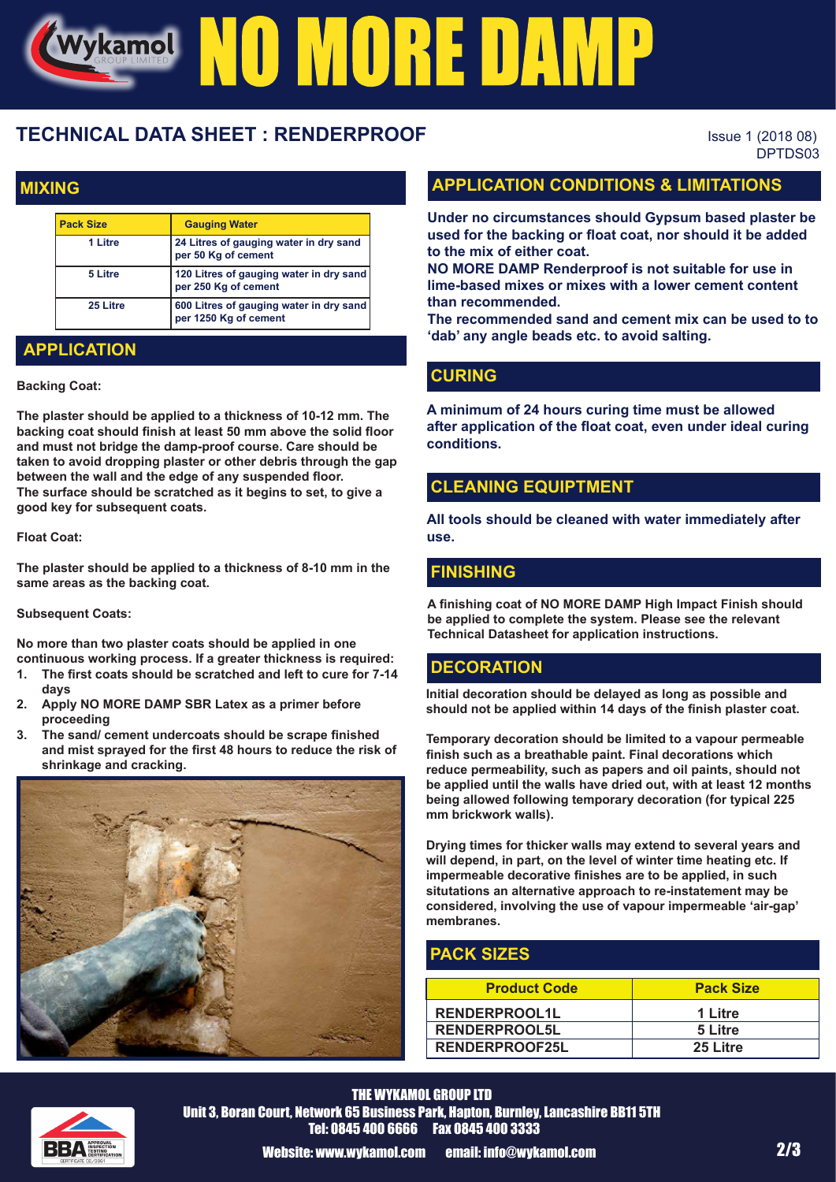# NO MORE DAMP

## TECHNICAL DATA SHEET : RENDERPROOF

Issue 1 (2018 08)
DPTDS03

## MIXING

| Pack Size | Gauging Water |
|---|---|
| 1 Litre | 24 Litres of gauging water in dry sand per 50 Kg of cement |
| 5 Litre | 120 Litres of gauging water in dry sand per 250 Kg of cement |
| 25 Litre | 600 Litres of gauging water in dry sand per 1250 Kg of cement |

## APPLICATION

**Backing Coat:**

**The plaster should be applied to a thickness of 10-12 mm. The backing coat should finish at least 50 mm above the solid floor and must not bridge the damp-proof course. Care should be taken to avoid dropping plaster or other debris through the gap between the wall and the edge of any suspended floor. The surface should be scratched as it begins to set, to give a good key for subsequent coats.**

**Float Coat:**

**The plaster should be applied to a thickness of 8-10 mm in the same areas as the backing coat.**

**Subsequent Coats:**

**No more than two plaster coats should be applied in one continuous working process. If a greater thickness is required:**

1. **The first coats should be scratched and left to cure for 7-14 days**
2. **Apply NO MORE DAMP SBR Latex as a primer before proceeding**
3. **The sand/ cement undercoats should be scrape finished and mist sprayed for the first 48 hours to reduce the risk of shrinkage and cracking.**

## APPLICATION CONDITIONS & LIMITATIONS

**Under no circumstances should Gypsum based plaster be used for the backing or float coat, nor should it be added to the mix of either coat.**
**NO MORE DAMP Renderproof is not suitable for use in lime-based mixes or mixes with a lower cement content than recommended.**
**The recommended sand and cement mix can be used to to 'dab' any angle beads etc. to avoid salting.**

## CURING

**A minimum of 24 hours curing time must be allowed after application of the float coat, even under ideal curing conditions.**

## CLEANING EQUIPTMENT

**All tools should be cleaned with water immediately after use.**

## FINISHING

**A finishing coat of NO MORE DAMP High Impact Finish should be applied to complete the system. Please see the relevant Technical Datasheet for application instructions.**

## DECORATION

**Initial decoration should be delayed as long as possible and should not be applied within 14 days of the finish plaster coat.**

**Temporary decoration should be limited to a vapour permeable finish such as a breathable paint. Final decorations which reduce permeability, such as papers and oil paints, should not be applied until the walls have dried out, with at least 12 months being allowed following temporary decoration (for typical 225 mm brickwork walls).**

**Drying times for thicker walls may extend to several years and will depend, in part, on the level of winter time heating etc. If impermeable decorative finishes are to be applied, in such situtations an alternative approach to re-instatement may be considered, involving the use of vapour impermeable 'air-gap' membranes.**

## PACK SIZES

| Product Code | Pack Size |
|---|---|
| RENDERPROOL1L | 1 Litre |
| RENDERPROOL5L | 5 Litre |
| RENDERPROOF25L | 25 Litre |

THE WYKAMOL GROUP LTD
Unit 3, Boran Court, Network 65 Business Park, Hapton, Burnley, Lancashire BB11 5TH
Tel: 0845 400 6666 Fax 0845 400 3333
Website: www.wykamol.com email: info@wykamol.com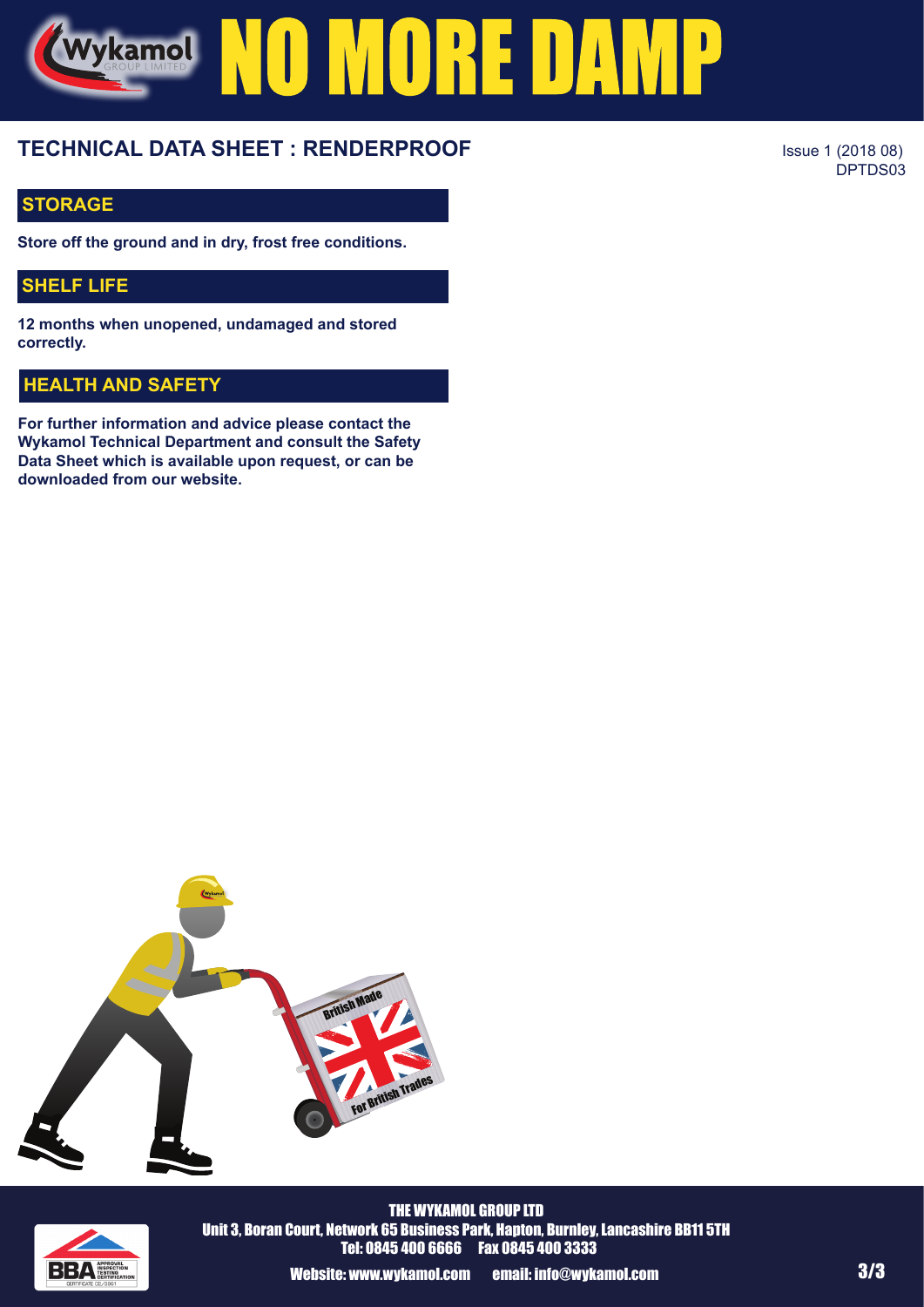# NO MORE DAMP

## TECHNICAL DATA SHEET : RENDERPROOF

Issue 1 (2018 08)
DPTDS03

### STORAGE

**Store off the ground and in dry, frost free conditions.**

### SHELF LIFE

**12 months when unopened, undamaged and stored correctly.**

### HEALTH AND SAFETY

**For further information and advice please contact the Wykamol Technical Department and consult the Safety Data Sheet which is available upon request, or can be downloaded from our website.**

THE WYKAMOL GROUP LTD
Unit 3, Boran Court, Network 65 Business Park, Hapton, Burnley, Lancashire BB11 5TH
Tel: 0845 400 6666 Fax 0845 400 3333
Website: www.wykamol.com email: info@wykamol.com